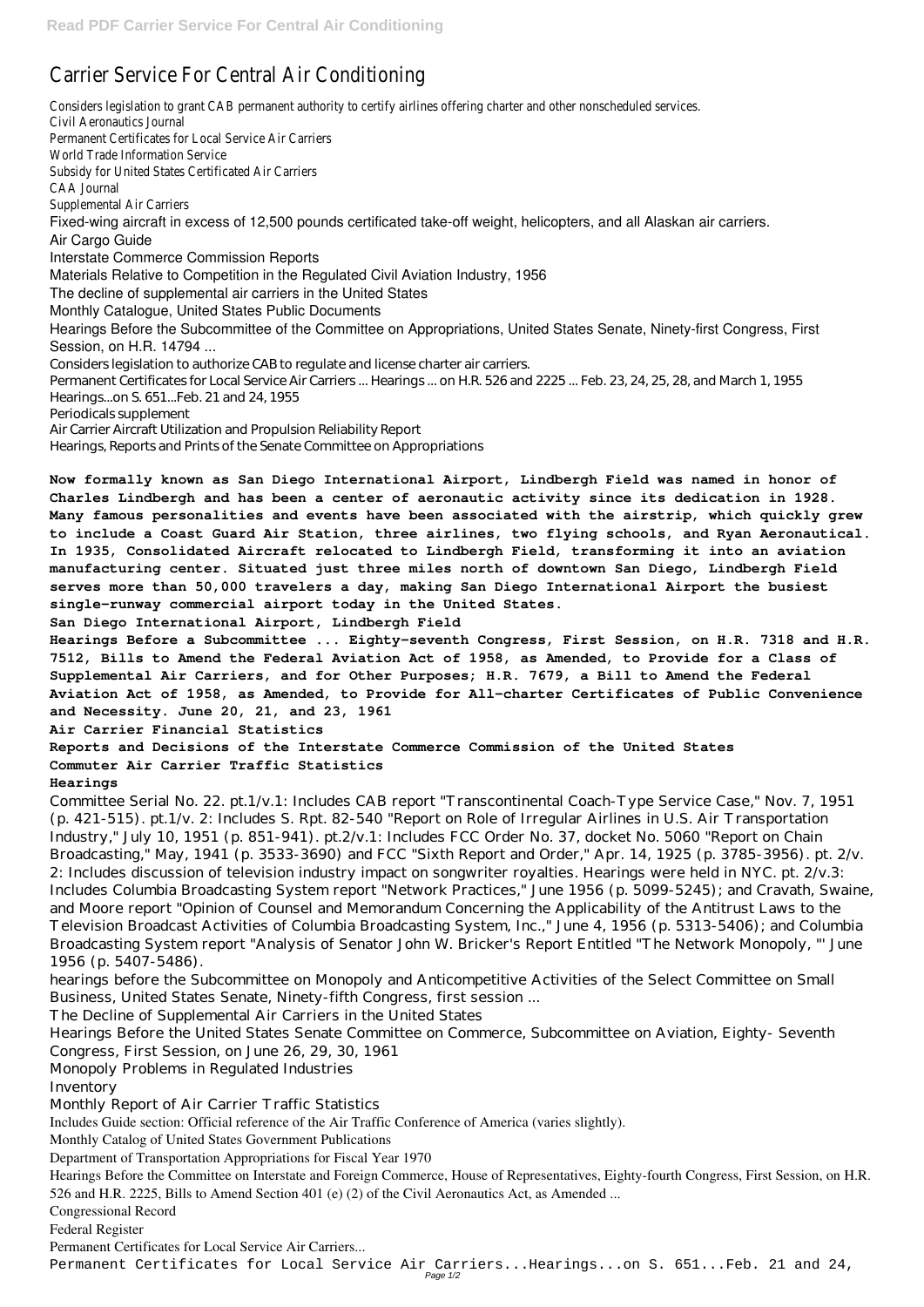# Carrier Service For Central Air Conditioning

Considers legislation to grant CAB permanent authority to certify airlines offering charter and other nonscheduled services.
Civil Aeronautics Journal
Permanent Certificates for Local Service Air Carriers
World Trade Information Service
Subsidy for United States Certificated Air Carriers
CAA Journal
Supplemental Air Carriers
Fixed-wing aircraft in excess of 12,500 pounds certificated take-off weight, helicopters, and all Alaskan air carriers.
Air Cargo Guide
Interstate Commerce Commission Reports
Materials Relative to Competition in the Regulated Civil Aviation Industry, 1956
The decline of supplemental air carriers in the United States
Monthly Catalogue, United States Public Documents
Hearings Before the Subcommittee of the Committee on Appropriations, United States Senate, Ninety-first Congress, First Session, on H.R. 14794 ...
Considers legislation to authorize CAB to regulate and license charter air carriers.
Permanent Certificates for Local Service Air Carriers ... Hearings ... on H.R. 526 and 2225 ... Feb. 23, 24, 25, 28, and March 1, 1955
Hearings...on S. 651...Feb. 21 and 24, 1955
Periodicals supplement
Air Carrier Aircraft Utilization and Propulsion Reliability Report
Hearings, Reports and Prints of the Senate Committee on Appropriations

**Now formally known as San Diego International Airport, Lindbergh Field was named in honor of Charles Lindbergh and has been a center of aeronautic activity since its dedication in 1928. Many famous personalities and events have been associated with the airstrip, which quickly grew to include a Coast Guard Air Station, three airlines, two flying schools, and Ryan Aeronautical. In 1935, Consolidated Aircraft relocated to Lindbergh Field, transforming it into an aviation manufacturing center. Situated just three miles north of downtown San Diego, Lindbergh Field serves more than 50,000 travelers a day, making San Diego International Airport the busiest single-runway commercial airport today in the United States.**
**San Diego International Airport, Lindbergh Field**
**Hearings Before a Subcommittee ... Eighty-seventh Congress, First Session, on H.R. 7318 and H.R. 7512, Bills to Amend the Federal Aviation Act of 1958, as Amended, to Provide for a Class of Supplemental Air Carriers, and for Other Purposes; H.R. 7679, a Bill to Amend the Federal Aviation Act of 1958, as Amended, to Provide for All-charter Certificates of Public Convenience and Necessity. June 20, 21, and 23, 1961**
**Air Carrier Financial Statistics**
**Reports and Decisions of the Interstate Commerce Commission of the United States**
**Commuter Air Carrier Traffic Statistics**
**Hearings**

Committee Serial No. 22. pt.1/v.1: Includes CAB report "Transcontinental Coach-Type Service Case," Nov. 7, 1951 (p. 421-515). pt.1/v. 2: Includes S. Rpt. 82-540 "Report on Role of Irregular Airlines in U.S. Air Transportation Industry," July 10, 1951 (p. 851-941). pt.2/v.1: Includes FCC Order No. 37, docket No. 5060 "Report on Chain Broadcasting," May, 1941 (p. 3533-3690) and FCC "Sixth Report and Order," Apr. 14, 1925 (p. 3785-3956). pt. 2/v. 2: Includes discussion of television industry impact on songwriter royalties. Hearings were held in NYC. pt. 2/v.3: Includes Columbia Broadcasting System report "Network Practices," June 1956 (p. 5099-5245); and Cravath, Swaine, and Moore report "Opinion of Counsel and Memorandum Concerning the Applicability of the Antitrust Laws to the Television Broadcast Activities of Columbia Broadcasting System, Inc.," June 4, 1956 (p. 5313-5406); and Columbia Broadcasting System report "Analysis of Senator John W. Bricker's Report Entitled "The Network Monopoly, "' June 1956 (p. 5407-5486).
hearings before the Subcommittee on Monopoly and Anticompetitive Activities of the Select Committee on Small Business, United States Senate, Ninety-fifth Congress, first session ...
The Decline of Supplemental Air Carriers in the United States
Hearings Before the United States Senate Committee on Commerce, Subcommittee on Aviation, Eighty- Seventh Congress, First Session, on June 26, 29, 30, 1961
Monopoly Problems in Regulated Industries
Inventory
Monthly Report of Air Carrier Traffic Statistics
Includes Guide section: Official reference of the Air Traffic Conference of America (varies slightly).
Monthly Catalog of United States Government Publications
Department of Transportation Appropriations for Fiscal Year 1970
Hearings Before the Committee on Interstate and Foreign Commerce, House of Representatives, Eighty-fourth Congress, First Session, on H.R. 526 and H.R. 2225, Bills to Amend Section 401 (e) (2) of the Civil Aeronautics Act, as Amended ...
Congressional Record
Federal Register
Permanent Certificates for Local Service Air Carriers...
Permanent Certificates for Local Service Air Carriers...Hearings...on S. 651...Feb. 21 and 24,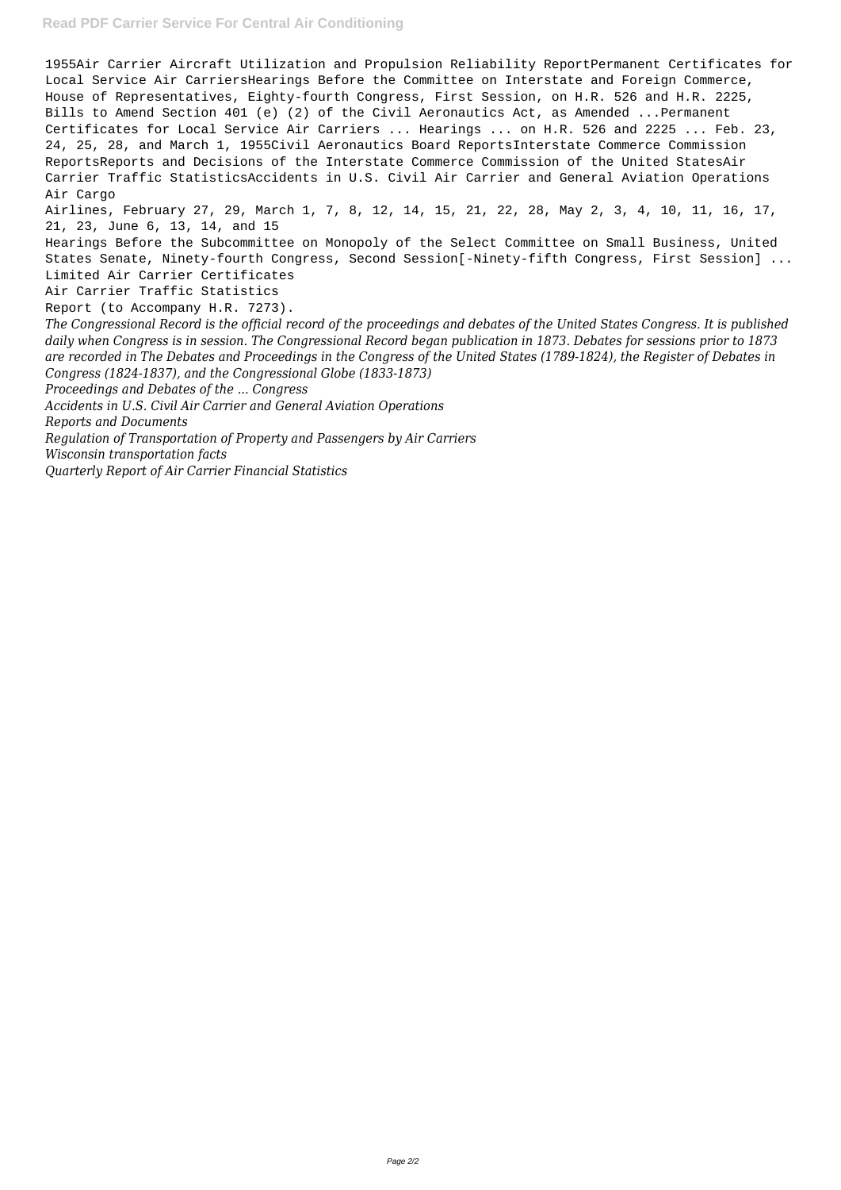1955Air Carrier Aircraft Utilization and Propulsion Reliability ReportPermanent Certificates for Local Service Air CarriersHearings Before the Committee on Interstate and Foreign Commerce, House of Representatives, Eighty-fourth Congress, First Session, on H.R. 526 and H.R. 2225, Bills to Amend Section 401 (e) (2) of the Civil Aeronautics Act, as Amended ...Permanent Certificates for Local Service Air Carriers ... Hearings ... on H.R. 526 and 2225 ... Feb. 23, 24, 25, 28, and March 1, 1955Civil Aeronautics Board ReportsInterstate Commerce Commission ReportsReports and Decisions of the Interstate Commerce Commission of the United StatesAir Carrier Traffic StatisticsAccidents in U.S. Civil Air Carrier and General Aviation Operations Air Cargo

Airlines, February 27, 29, March 1, 7, 8, 12, 14, 15, 21, 22, 28, May 2, 3, 4, 10, 11, 16, 17, 21, 23, June 6, 13, 14, and 15

Hearings Before the Subcommittee on Monopoly of the Select Committee on Small Business, United States Senate, Ninety-fourth Congress, Second Session[-Ninety-fifth Congress, First Session] ...

Limited Air Carrier Certificates

Air Carrier Traffic Statistics

Report (to Accompany H.R. 7273).

*The Congressional Record is the official record of the proceedings and debates of the United States Congress. It is published daily when Congress is in session. The Congressional Record began publication in 1873. Debates for sessions prior to 1873 are recorded in The Debates and Proceedings in the Congress of the United States (1789-1824), the Register of Debates in Congress (1824-1837), and the Congressional Globe (1833-1873)*

*Proceedings and Debates of the ... Congress*

*Accidents in U.S. Civil Air Carrier and General Aviation Operations*

*Reports and Documents*

*Regulation of Transportation of Property and Passengers by Air Carriers*

*Wisconsin transportation facts*

*Quarterly Report of Air Carrier Financial Statistics*